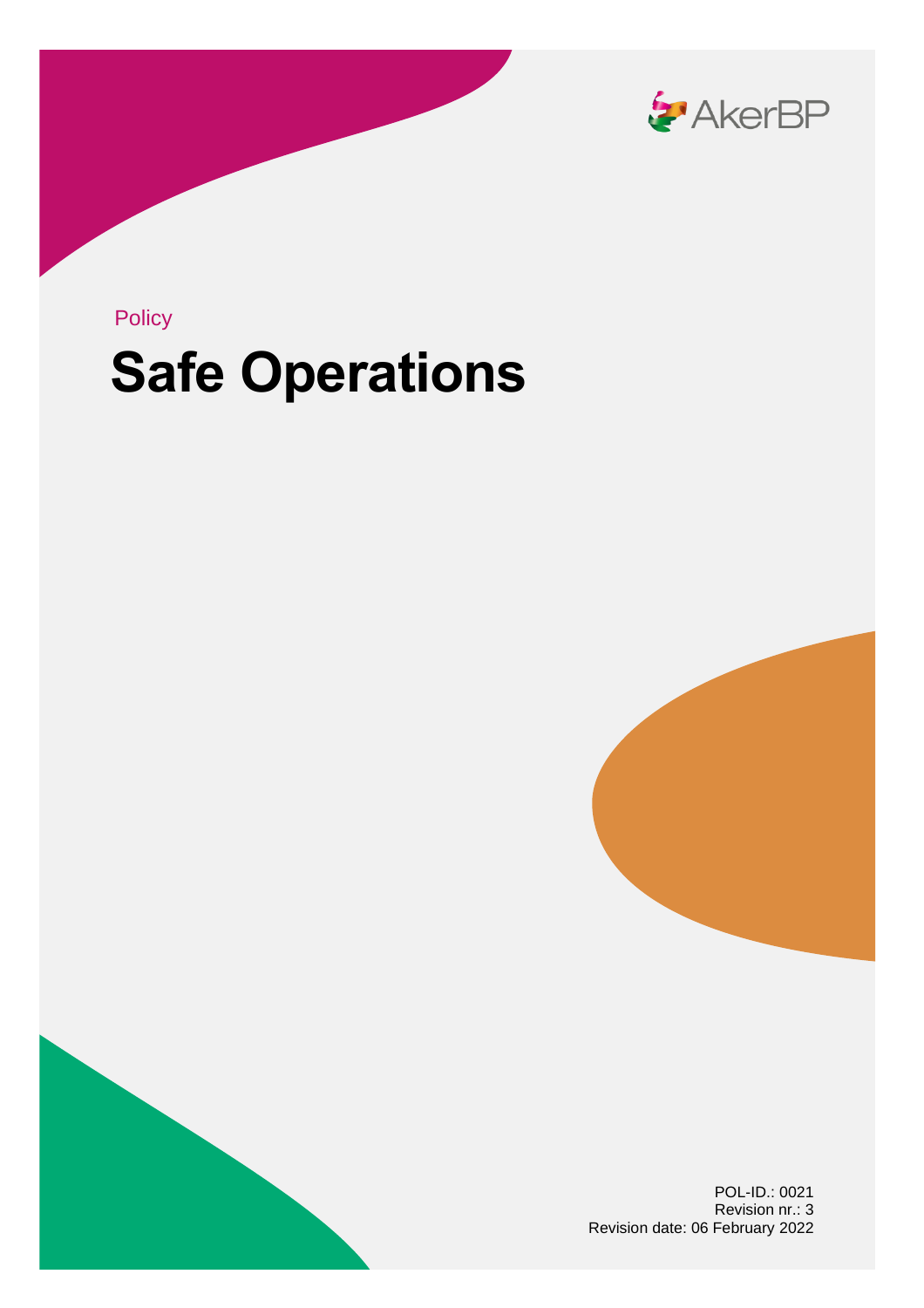AkerBP

Policy

# Safe Operations

POL-ID.: 0021
Revision nr.: 3
Revision date: 06 February 2022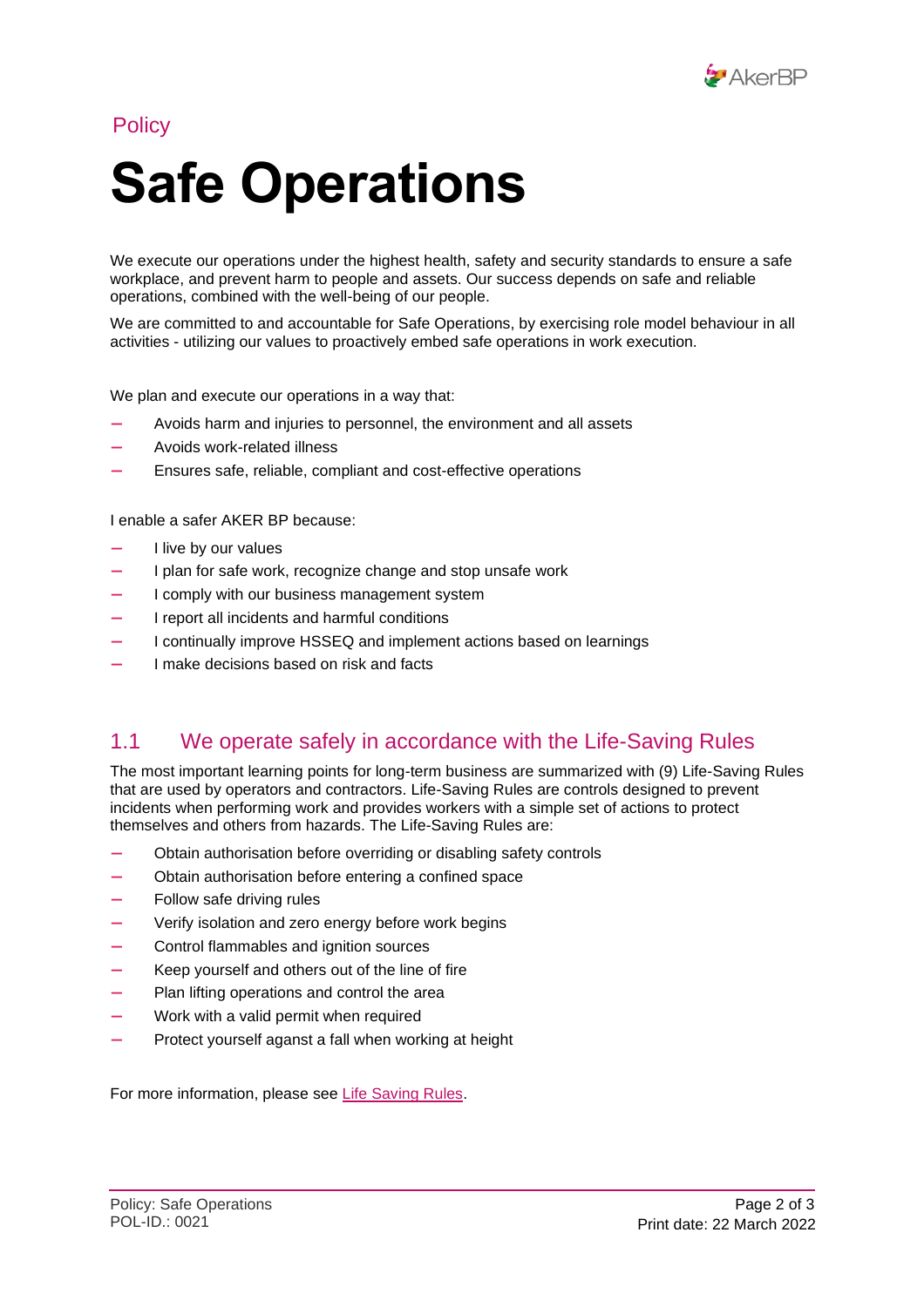Policy

# Safe Operations

We execute our operations under the highest health, safety and security standards to ensure a safe workplace, and prevent harm to people and assets. Our success depends on safe and reliable operations, combined with the well-being of our people.

We are committed to and accountable for Safe Operations, by exercising role model behaviour in all activities - utilizing our values to proactively embed safe operations in work execution.

We plan and execute our operations in a way that:

- Avoids harm and injuries to personnel, the environment and all assets
- Avoids work-related illness
- Ensures safe, reliable, compliant and cost-effective operations

I enable a safer AKER BP because:

- I live by our values
- I plan for safe work, recognize change and stop unsafe work
- I comply with our business management system
- I report all incidents and harmful conditions
- I continually improve HSSEQ and implement actions based on learnings
- I make decisions based on risk and facts

## 1.1 We operate safely in accordance with the Life-Saving Rules

The most important learning points for long-term business are summarized with (9) Life-Saving Rules that are used by operators and contractors. Life-Saving Rules are controls designed to prevent incidents when performing work and provides workers with a simple set of actions to protect themselves and others from hazards. The Life-Saving Rules are:

- Obtain authorisation before overriding or disabling safety controls
- Obtain authorisation before entering a confined space
- Follow safe driving rules
- Verify isolation and zero energy before work begins
- Control flammables and ignition sources
- Keep yourself and others out of the line of fire
- Plan lifting operations and control the area
- Work with a valid permit when required
- Protect yourself aganst a fall when working at height

For more information, please see Life Saving Rules.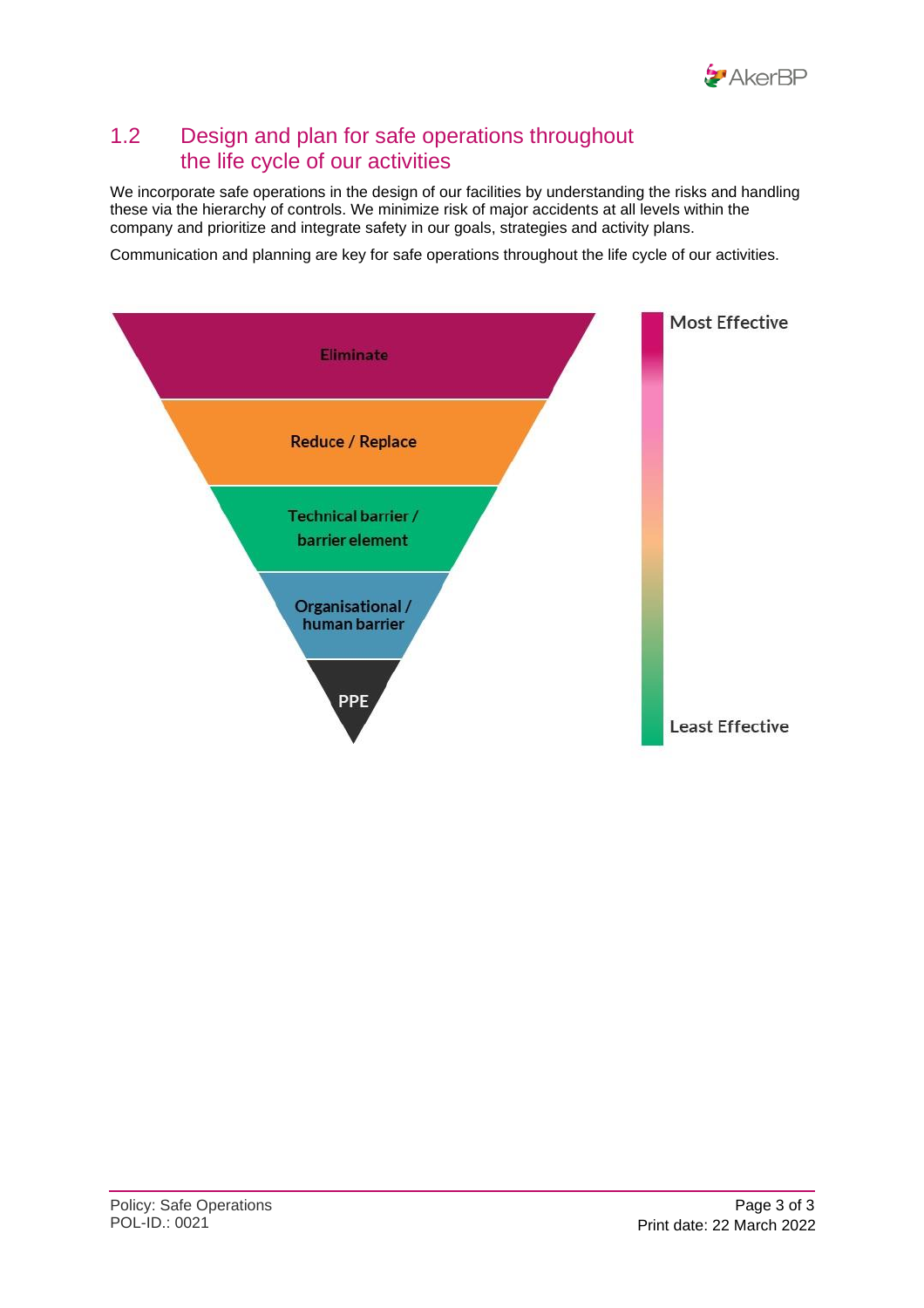## 1.2 Design and plan for safe operations throughout the life cycle of our activities

We incorporate safe operations in the design of our facilities by understanding the risks and handling these via the hierarchy of controls. We minimize risk of major accidents at all levels within the company and prioritize and integrate safety in our goals, strategies and activity plans.

Communication and planning are key for safe operations throughout the life cycle of our activities.

Eliminate

Reduce / Replace

Technical barrier / barrier element

Organisational / human barrier

PPE

Most Effective

Least Effective